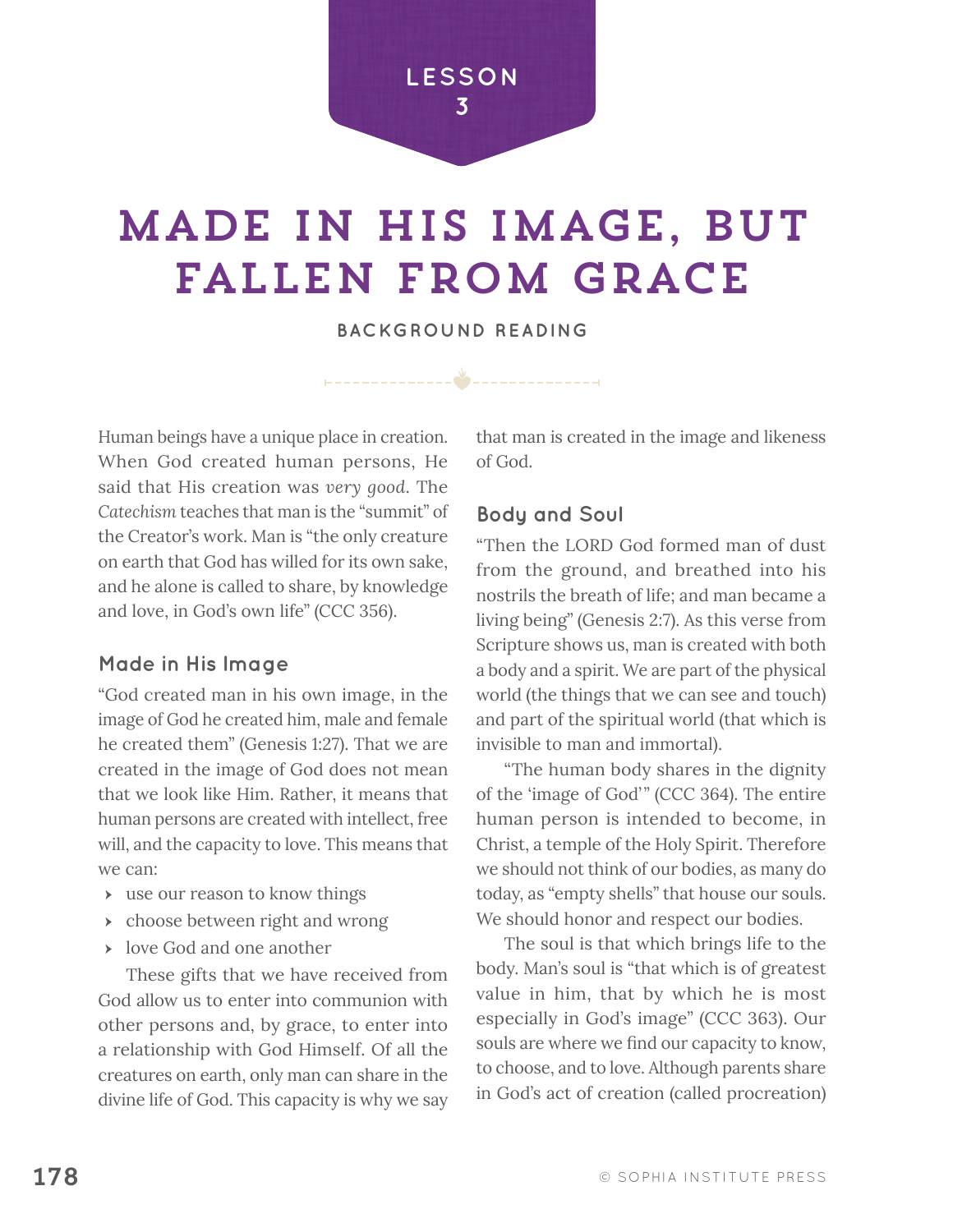LESSON 3

# MADE IN HIS IMAGE, BUT FALLEN FROM GRACE

BACKGROUND READING

Human beings have a unique place in creation. When God created human persons, He said that His creation was *very good*. The *Catechism* teaches that man is the "summit" of the Creator's work. Man is "the only creature on earth that God has willed for its own sake, and he alone is called to share, by knowledge and love, in God's own life" (CCC 356).

## Made in His Image

"God created man in his own image, in the image of God he created him, male and female he created them" (Genesis 1:27). That we are created in the image of God does not mean that we look like Him. Rather, it means that human persons are created with intellect, free will, and the capacity to love. This means that we can:

- use our reason to know things
- choose between right and wrong
- love God and one another

These gifts that we have received from God allow us to enter into communion with other persons and, by grace, to enter into a relationship with God Himself. Of all the creatures on earth, only man can share in the divine life of God. This capacity is why we say that man is created in the image and likeness of God.

## Body and Soul

"Then the LORD God formed man of dust from the ground, and breathed into his nostrils the breath of life; and man became a living being" (Genesis 2:7). As this verse from Scripture shows us, man is created with both a body and a spirit. We are part of the physical world (the things that we can see and touch) and part of the spiritual world (that which is invisible to man and immortal).

"The human body shares in the dignity of the 'image of God'" (CCC 364). The entire human person is intended to become, in Christ, a temple of the Holy Spirit. Therefore we should not think of our bodies, as many do today, as "empty shells" that house our souls. We should honor and respect our bodies.

The soul is that which brings life to the body. Man's soul is "that which is of greatest value in him, that by which he is most especially in God's image" (CCC 363). Our souls are where we find our capacity to know, to choose, and to love. Although parents share in God's act of creation (called procreation)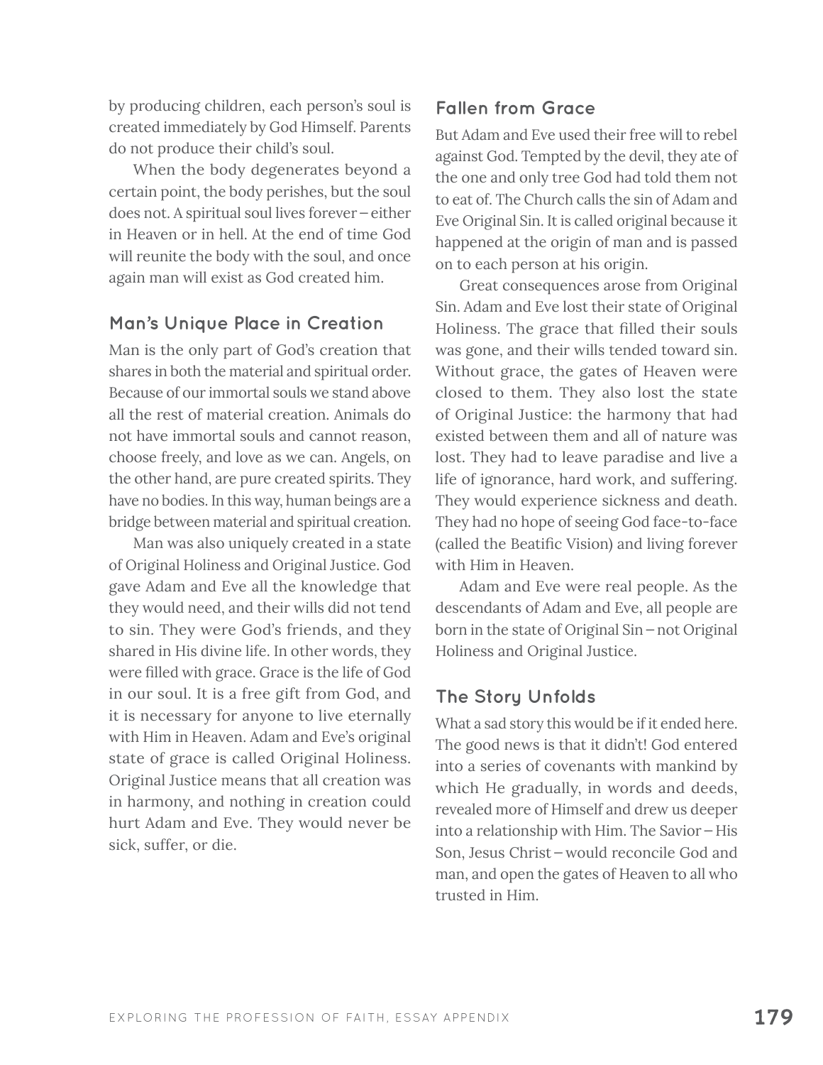by producing children, each person's soul is created immediately by God Himself. Parents do not produce their child's soul.

When the body degenerates beyond a certain point, the body perishes, but the soul does not. A spiritual soul lives forever – either in Heaven or in hell. At the end of time God will reunite the body with the soul, and once again man will exist as God created him.

## Man's Unique Place in Creation

Man is the only part of God's creation that shares in both the material and spiritual order. Because of our immortal souls we stand above all the rest of material creation. Animals do not have immortal souls and cannot reason, choose freely, and love as we can. Angels, on the other hand, are pure created spirits. They have no bodies. In this way, human beings are a bridge between material and spiritual creation.

Man was also uniquely created in a state of Original Holiness and Original Justice. God gave Adam and Eve all the knowledge that they would need, and their wills did not tend to sin. They were God's friends, and they shared in His divine life. In other words, they were filled with grace. Grace is the life of God in our soul. It is a free gift from God, and it is necessary for anyone to live eternally with Him in Heaven. Adam and Eve's original state of grace is called Original Holiness. Original Justice means that all creation was in harmony, and nothing in creation could hurt Adam and Eve. They would never be sick, suffer, or die.

## Fallen from Grace

But Adam and Eve used their free will to rebel against God. Tempted by the devil, they ate of the one and only tree God had told them not to eat of. The Church calls the sin of Adam and Eve Original Sin. It is called original because it happened at the origin of man and is passed on to each person at his origin.

Great consequences arose from Original Sin. Adam and Eve lost their state of Original Holiness. The grace that filled their souls was gone, and their wills tended toward sin. Without grace, the gates of Heaven were closed to them. They also lost the state of Original Justice: the harmony that had existed between them and all of nature was lost. They had to leave paradise and live a life of ignorance, hard work, and suffering. They would experience sickness and death. They had no hope of seeing God face-to-face (called the Beatific Vision) and living forever with Him in Heaven.

Adam and Eve were real people. As the descendants of Adam and Eve, all people are born in the state of Original Sin – not Original Holiness and Original Justice.

## The Story Unfolds

What a sad story this would be if it ended here. The good news is that it didn't! God entered into a series of covenants with mankind by which He gradually, in words and deeds, revealed more of Himself and drew us deeper into a relationship with Him. The Savior – His Son, Jesus Christ – would reconcile God and man, and open the gates of Heaven to all who trusted in Him.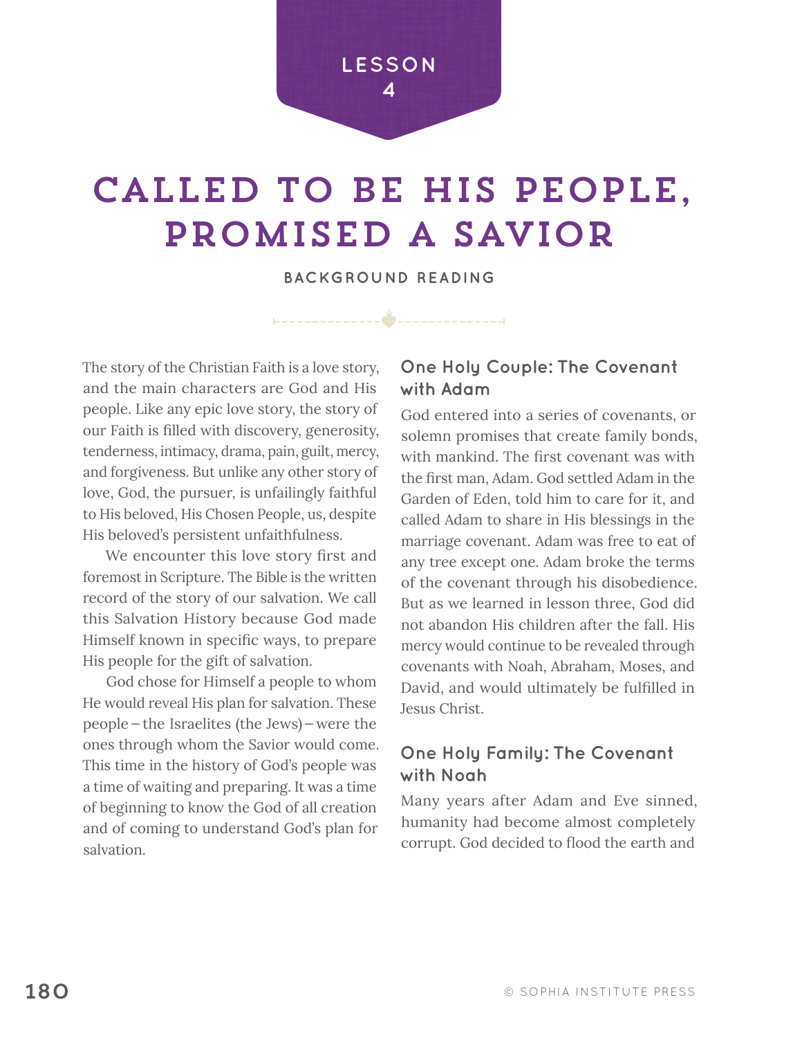LESSON 4

# CALLED TO BE HIS PEOPLE, PROMISED A SAVIOR

BACKGROUND READING

The story of the Christian Faith is a love story, and the main characters are God and His people. Like any epic love story, the story of our Faith is filled with discovery, generosity, tenderness, intimacy, drama, pain, guilt, mercy, and forgiveness. But unlike any other story of love, God, the pursuer, is unfailingly faithful to His beloved, His Chosen People, us, despite His beloved's persistent unfaithfulness.

We encounter this love story first and foremost in Scripture. The Bible is the written record of the story of our salvation. We call this Salvation History because God made Himself known in specific ways, to prepare His people for the gift of salvation.

God chose for Himself a people to whom He would reveal His plan for salvation. These people – the Israelites (the Jews) – were the ones through whom the Savior would come. This time in the history of God's people was a time of waiting and preparing. It was a time of beginning to know the God of all creation and of coming to understand God's plan for salvation.

## One Holy Couple: The Covenant with Adam

God entered into a series of covenants, or solemn promises that create family bonds, with mankind. The first covenant was with the first man, Adam. God settled Adam in the Garden of Eden, told him to care for it, and called Adam to share in His blessings in the marriage covenant. Adam was free to eat of any tree except one. Adam broke the terms of the covenant through his disobedience. But as we learned in lesson three, God did not abandon His children after the fall. His mercy would continue to be revealed through covenants with Noah, Abraham, Moses, and David, and would ultimately be fulfilled in Jesus Christ.

## One Holy Family: The Covenant with Noah

Many years after Adam and Eve sinned, humanity had become almost completely corrupt. God decided to flood the earth and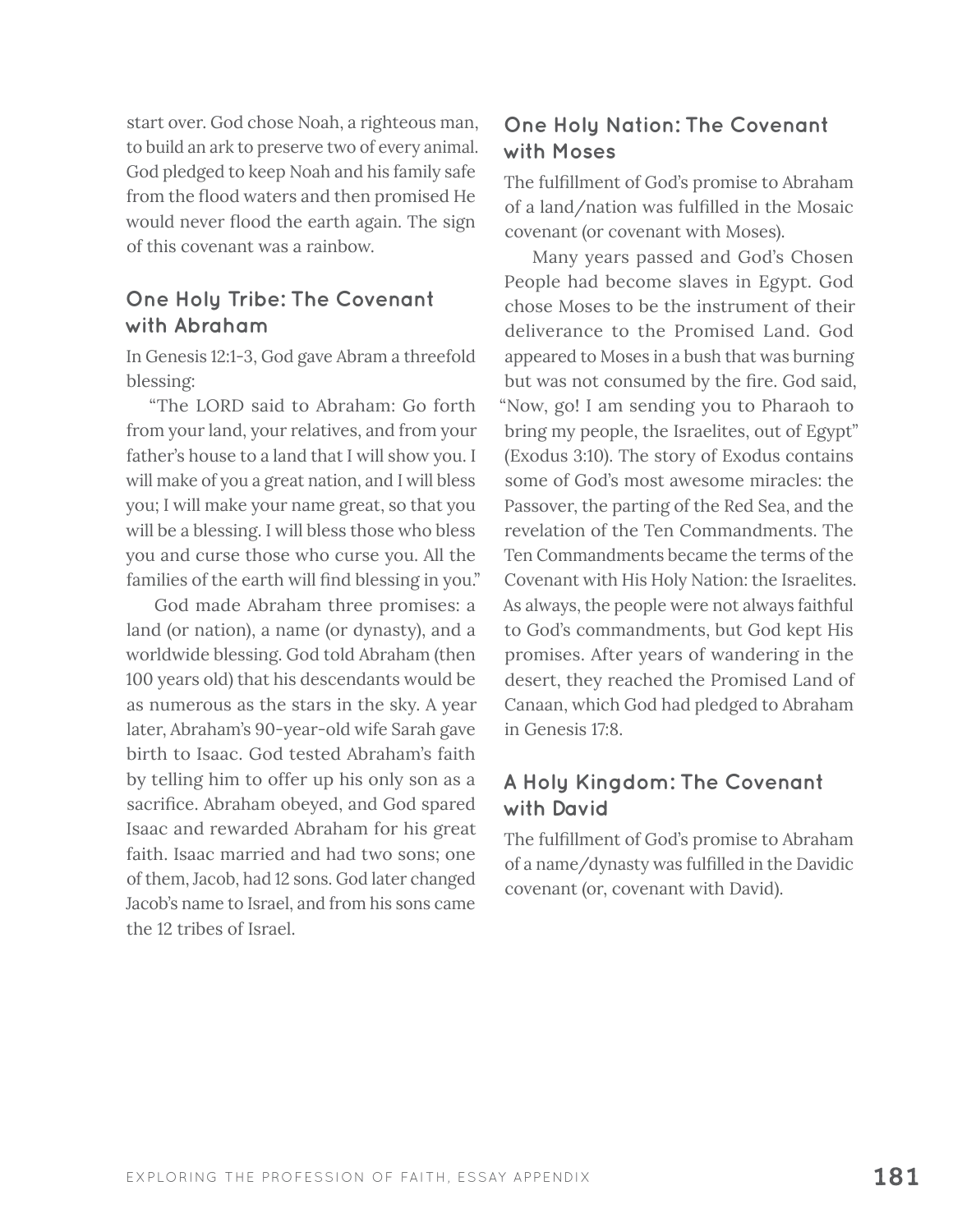start over. God chose Noah, a righteous man, to build an ark to preserve two of every animal. God pledged to keep Noah and his family safe from the flood waters and then promised He would never flood the earth again. The sign of this covenant was a rainbow.

## One Holy Tribe: The Covenant with Abraham

In Genesis 12:1-3, God gave Abram a threefold blessing:

"The LORD said to Abraham: Go forth from your land, your relatives, and from your father's house to a land that I will show you. I will make of you a great nation, and I will bless you; I will make your name great, so that you will be a blessing. I will bless those who bless you and curse those who curse you. All the families of the earth will find blessing in you."

God made Abraham three promises: a land (or nation), a name (or dynasty), and a worldwide blessing. God told Abraham (then 100 years old) that his descendants would be as numerous as the stars in the sky. A year later, Abraham's 90-year-old wife Sarah gave birth to Isaac. God tested Abraham's faith by telling him to offer up his only son as a sacrifice. Abraham obeyed, and God spared Isaac and rewarded Abraham for his great faith. Isaac married and had two sons; one of them, Jacob, had 12 sons. God later changed Jacob's name to Israel, and from his sons came the 12 tribes of Israel.

## One Holy Nation: The Covenant with Moses

The fulfillment of God's promise to Abraham of a land/nation was fulfilled in the Mosaic covenant (or covenant with Moses).

Many years passed and God's Chosen People had become slaves in Egypt. God chose Moses to be the instrument of their deliverance to the Promised Land. God appeared to Moses in a bush that was burning but was not consumed by the fire. God said, "Now, go! I am sending you to Pharaoh to bring my people, the Israelites, out of Egypt" (Exodus 3:10). The story of Exodus contains some of God's most awesome miracles: the Passover, the parting of the Red Sea, and the revelation of the Ten Commandments. The Ten Commandments became the terms of the Covenant with His Holy Nation: the Israelites. As always, the people were not always faithful to God's commandments, but God kept His promises. After years of wandering in the desert, they reached the Promised Land of Canaan, which God had pledged to Abraham in Genesis 17:8.

## A Holy Kingdom: The Covenant with David

The fulfillment of God's promise to Abraham of a name/dynasty was fulfilled in the Davidic covenant (or, covenant with David).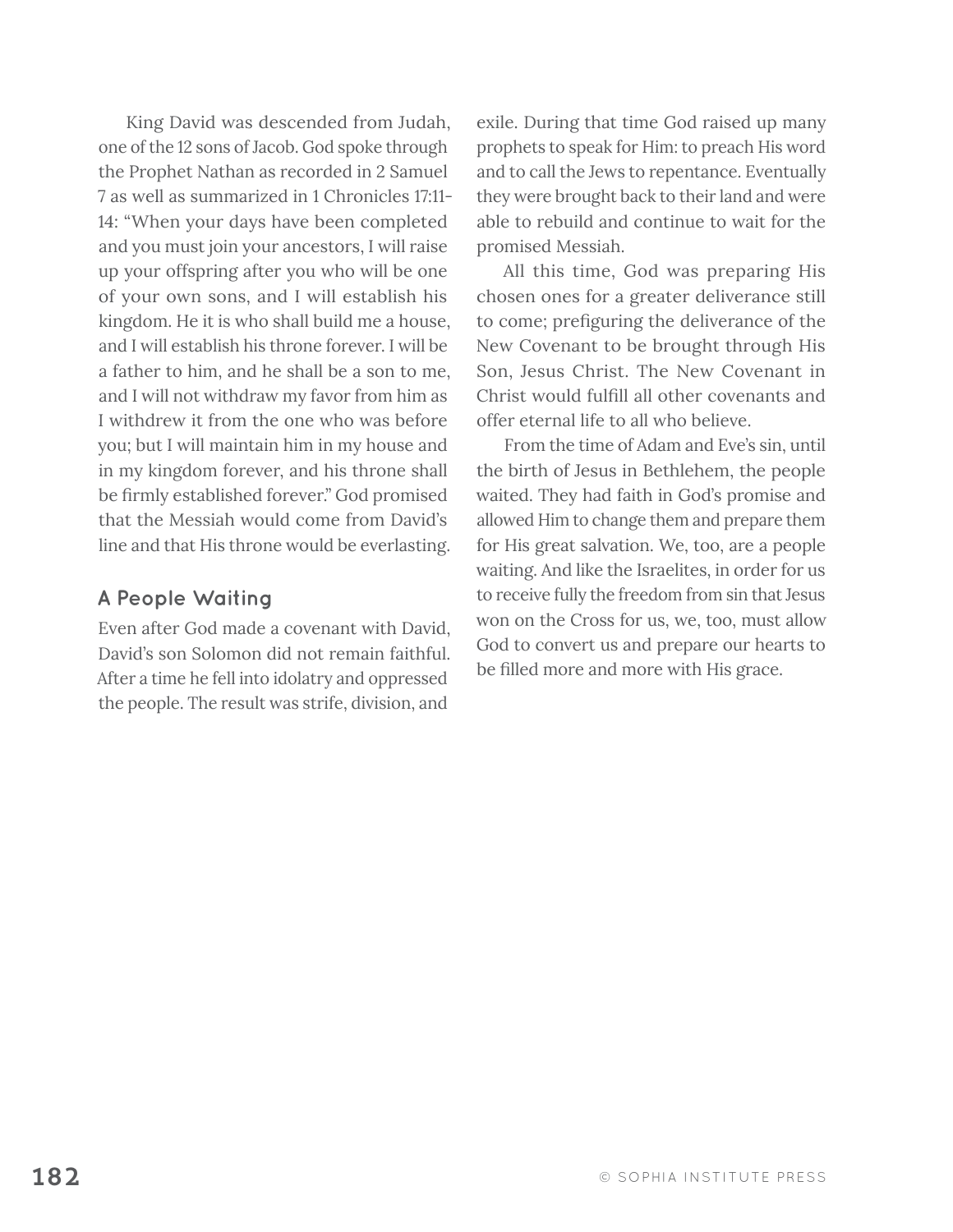King David was descended from Judah, one of the 12 sons of Jacob. God spoke through the Prophet Nathan as recorded in 2 Samuel 7 as well as summarized in 1 Chronicles 17:11-14: "When your days have been completed and you must join your ancestors, I will raise up your offspring after you who will be one of your own sons, and I will establish his kingdom. He it is who shall build me a house, and I will establish his throne forever. I will be a father to him, and he shall be a son to me, and I will not withdraw my favor from him as I withdrew it from the one who was before you; but I will maintain him in my house and in my kingdom forever, and his throne shall be firmly established forever." God promised that the Messiah would come from David's line and that His throne would be everlasting.

## A People Waiting

Even after God made a covenant with David, David's son Solomon did not remain faithful. After a time he fell into idolatry and oppressed the people. The result was strife, division, and exile. During that time God raised up many prophets to speak for Him: to preach His word and to call the Jews to repentance. Eventually they were brought back to their land and were able to rebuild and continue to wait for the promised Messiah.

All this time, God was preparing His chosen ones for a greater deliverance still to come; prefiguring the deliverance of the New Covenant to be brought through His Son, Jesus Christ. The New Covenant in Christ would fulfill all other covenants and offer eternal life to all who believe.

From the time of Adam and Eve's sin, until the birth of Jesus in Bethlehem, the people waited. They had faith in God's promise and allowed Him to change them and prepare them for His great salvation. We, too, are a people waiting. And like the Israelites, in order for us to receive fully the freedom from sin that Jesus won on the Cross for us, we, too, must allow God to convert us and prepare our hearts to be filled more and more with His grace.